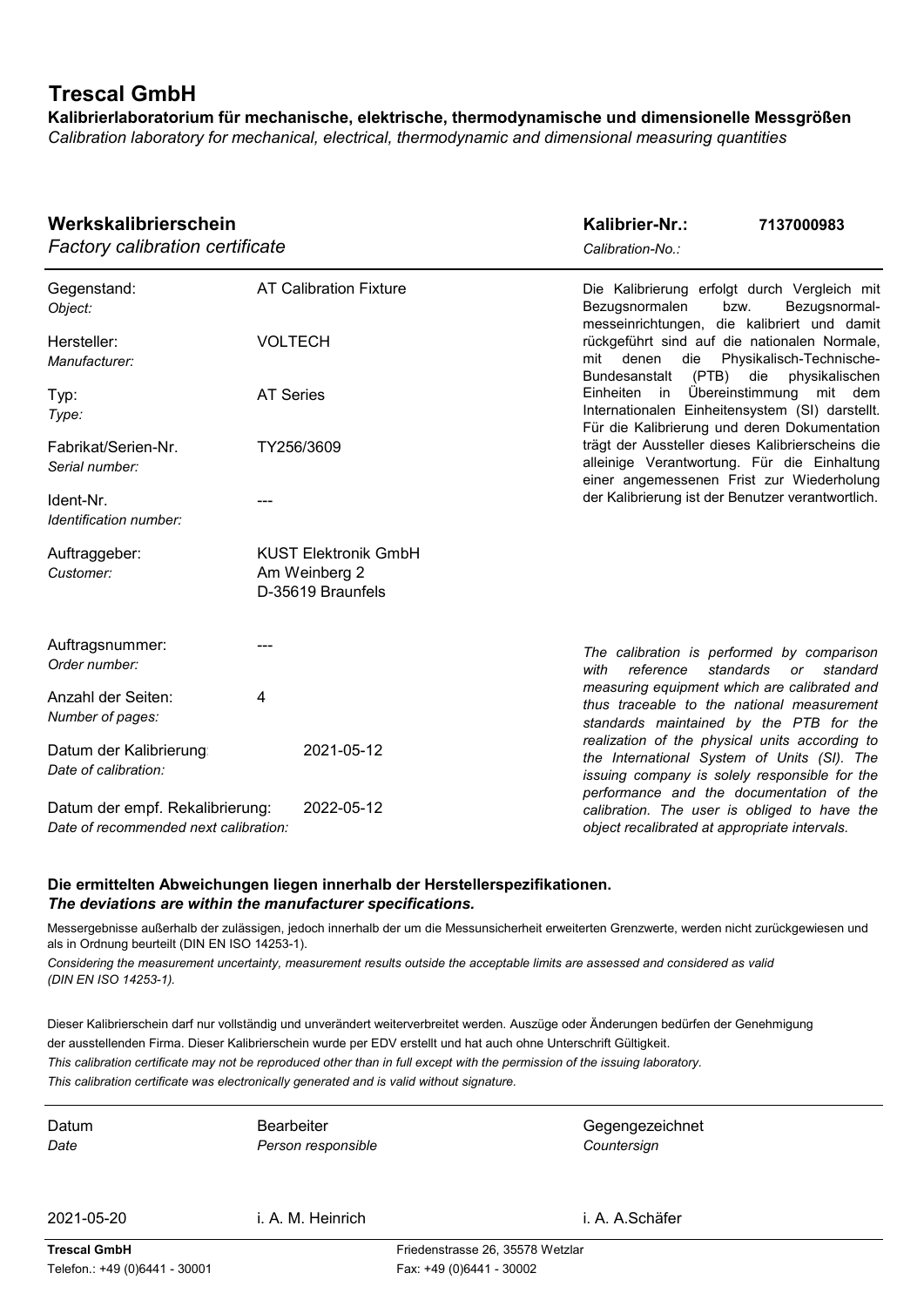# Trescal GmbH

**Kalibrierlaboratorium für mechanische, elektrische, thermodynamische und dimensionelle Messgrößen**
*Calibration laboratory for mechanical, electrical, thermodynamic and dimensional measuring quantities*

## Werkskalibrierschein
*Factory calibration certificate*

**Kalibrier-Nr.:** **7137000983**
*Calibration-No.:*

| | |
|---|---|
| Gegenstand: *Object:* | AT Calibration Fixture |
| Hersteller: *Manufacturer:* | VOLTECH |
| Typ: *Type:* | AT Series |
| Fabrikat/Serien-Nr. *Serial number:* | TY256/3609 |
| Ident-Nr. *Identification number:* | --- |
| Auftraggeber: *Customer:* | KUST Elektronik GmbH<br>Am Weinberg 2<br>D-35619 Braunfels |
| Auftragsnummer: *Order number:* | --- |
| Anzahl der Seiten: *Number of pages:* | 4 |
| Datum der Kalibrierung: *Date of calibration:* | 2021-05-12 |
| Datum der empf. Rekalibrierung: *Date of recommended next calibration:* | 2022-05-12 |

Die Kalibrierung erfolgt durch Vergleich mit Bezugsnormalen bzw. Bezugsnormal-messeinrichtungen, die kalibriert und damit rückgeführt sind auf die nationalen Normale, mit denen die Physikalisch-Technische-Bundesanstalt (PTB) die physikalischen Einheiten in Übereinstimmung mit dem Internationalen Einheitensystem (SI) darstellt. Für die Kalibrierung und deren Dokumentation trägt der Aussteller dieses Kalibrierscheins die alleinige Verantwortung. Für die Einhaltung einer angemessenen Frist zur Wiederholung der Kalibrierung ist der Benutzer verantwortlich.

*The calibration is performed by comparison with reference standards or standard measuring equipment which are calibrated and thus traceable to the national measurement standards maintained by the PTB for the realization of the physical units according to the International System of Units (SI). The issuing company is solely responsible for the performance and the documentation of the calibration. The user is obliged to have the object recalibrated at appropriate intervals.*

**Die ermittelten Abweichungen liegen innerhalb der Herstellerspezifikationen.**
***The deviations are within the manufacturer specifications.***

Messergebnisse außerhalb der zulässigen, jedoch innerhalb der um die Messunsicherheit erweiterten Grenzwerte, werden nicht zurückgewiesen und als in Ordnung beurteilt (DIN EN ISO 14253-1).

*Considering the measurement uncertainty, measurement results outside the acceptable limits are assessed and considered as valid (DIN EN ISO 14253-1).*

Dieser Kalibrierschein darf nur vollständig und unverändert weiterverbreitet werden. Auszüge oder Änderungen bedürfen der Genehmigung der ausstellenden Firma. Dieser Kalibrierschein wurde per EDV erstellt und hat auch ohne Unterschrift Gültigkeit.
*This calibration certificate may not be reproduced other than in full except with the permission of the issuing laboratory.*
*This calibration certificate was electronically generated and is valid without signature.*

| Datum *Date* | Bearbeiter *Person responsible* | Gegengezeichnet *Countersign* |
|---|---|---|
| 2021-05-20 | i. A. M. Heinrich | i. A. A.Schäfer |

**Trescal GmbH**
Friedenstrasse 26, 35578 Wetzlar
Telefon.: +49 (0)6441 - 30001
Fax: +49 (0)6441 - 30002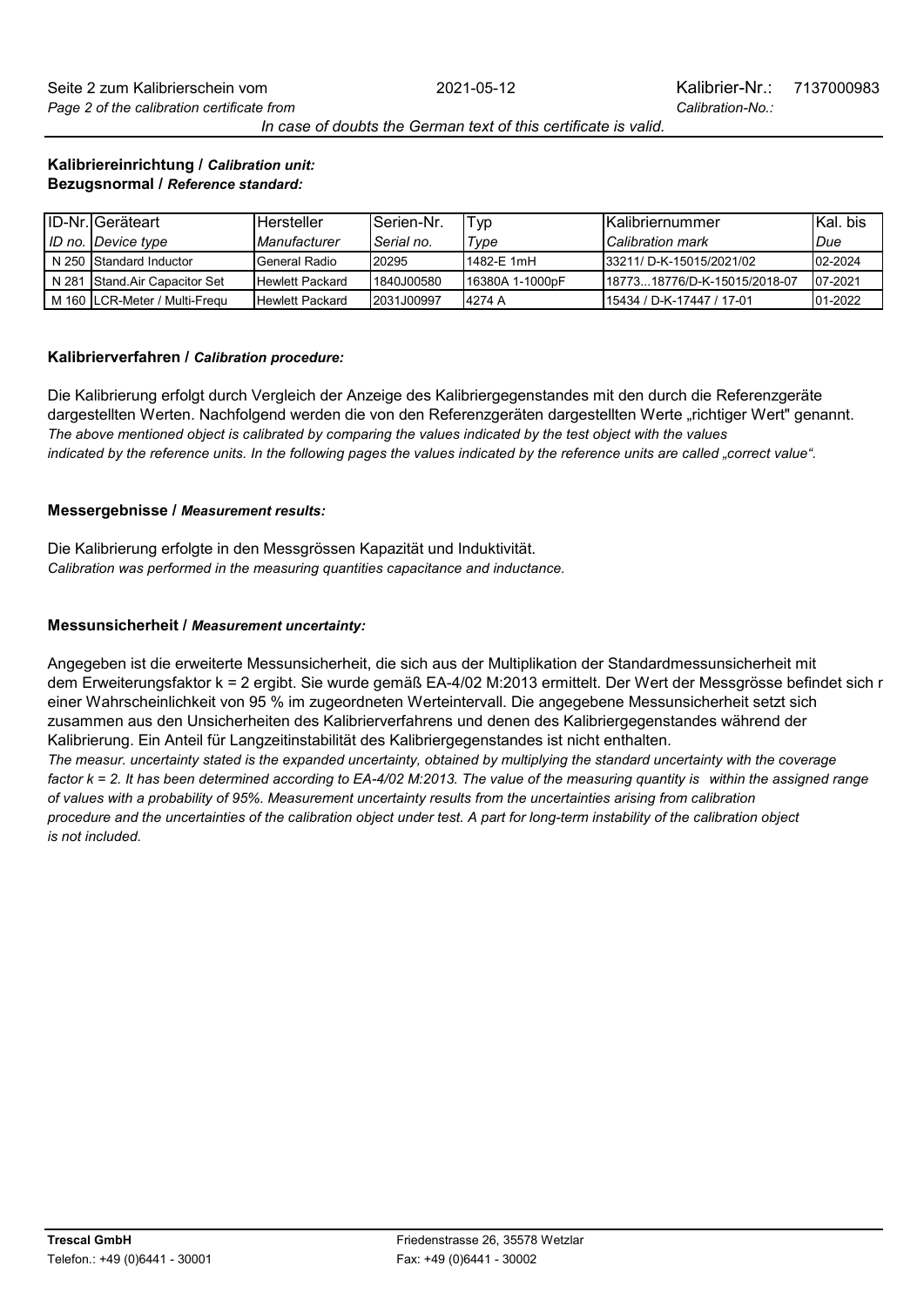**Kalibriereinrichtung /** ***Calibration unit:***
**Bezugsnormal /** ***Reference standard:***

| ID-Nr. *ID no.* | Geräteart *Device type* | Hersteller *Manufacturer* | Serien-Nr. *Serial no.* | Typ *Type* | Kalibriernummer *Calibration mark* | Kal. bis *Due* |
|---|---|---|---|---|---|---|
| N 250 | Standard Inductor | General Radio | 20295 | 1482-E 1mH | 33211/ D-K-15015/2021/02 | 02-2024 |
| N 281 | Stand.Air Capacitor Set | Hewlett Packard | 1840J00580 | 16380A 1-1000pF | 18773...18776/D-K-15015/2018-07 | 07-2021 |
| M 160 | LCR-Meter / Multi-Frequ | Hewlett Packard | 2031J00997 | 4274 A | 15434 / D-K-17447 / 17-01 | 01-2022 |

**Kalibrierverfahren /** ***Calibration procedure:***

Die Kalibrierung erfolgt durch Vergleich der Anzeige des Kalibriergegenstandes mit den durch die Referenzgeräte dargestellten Werten. Nachfolgend werden die von den Referenzgeräten dargestellten Werte „richtiger Wert" genannt.
*The above mentioned object is calibrated by comparing the values indicated by the test object with the values indicated by the reference units. In the following pages the values indicated by the reference units are called „correct value".*

**Messergebnisse /** ***Measurement results:***

Die Kalibrierung erfolgte in den Messgrössen Kapazität und Induktivität.
*Calibration was performed in the measuring quantities capacitance and inductance.*

**Messunsicherheit /** ***Measurement uncertainty:***

Angegeben ist die erweiterte Messunsicherheit, die sich aus der Multiplikation der Standardmessunsicherheit mit dem Erweiterungsfaktor k = 2 ergibt. Sie wurde gemäß EA-4/02 M:2013 ermittelt. Der Wert der Messgrösse befindet sich r einer Wahrscheinlichkeit von 95 % im zugeordneten Werteintervall. Die angegebene Messunsicherheit setzt sich zusammen aus den Unsicherheiten des Kalibrierverfahrens und denen des Kalibriergegenstandes während der Kalibrierung. Ein Anteil für Langzeitinstabilität des Kalibriergegenstandes ist nicht enthalten.
*The measur. uncertainty stated is the expanded uncertainty, obtained by multiplying the standard uncertainty with the coverage factor k = 2. It has been determined according to EA-4/02 M:2013. The value of the measuring quantity is within the assigned range of values with a probability of 95%. Measurement uncertainty results from the uncertainties arising from calibration procedure and the uncertainties of the calibration object under test. A part for long-term instability of the calibration object is not included.*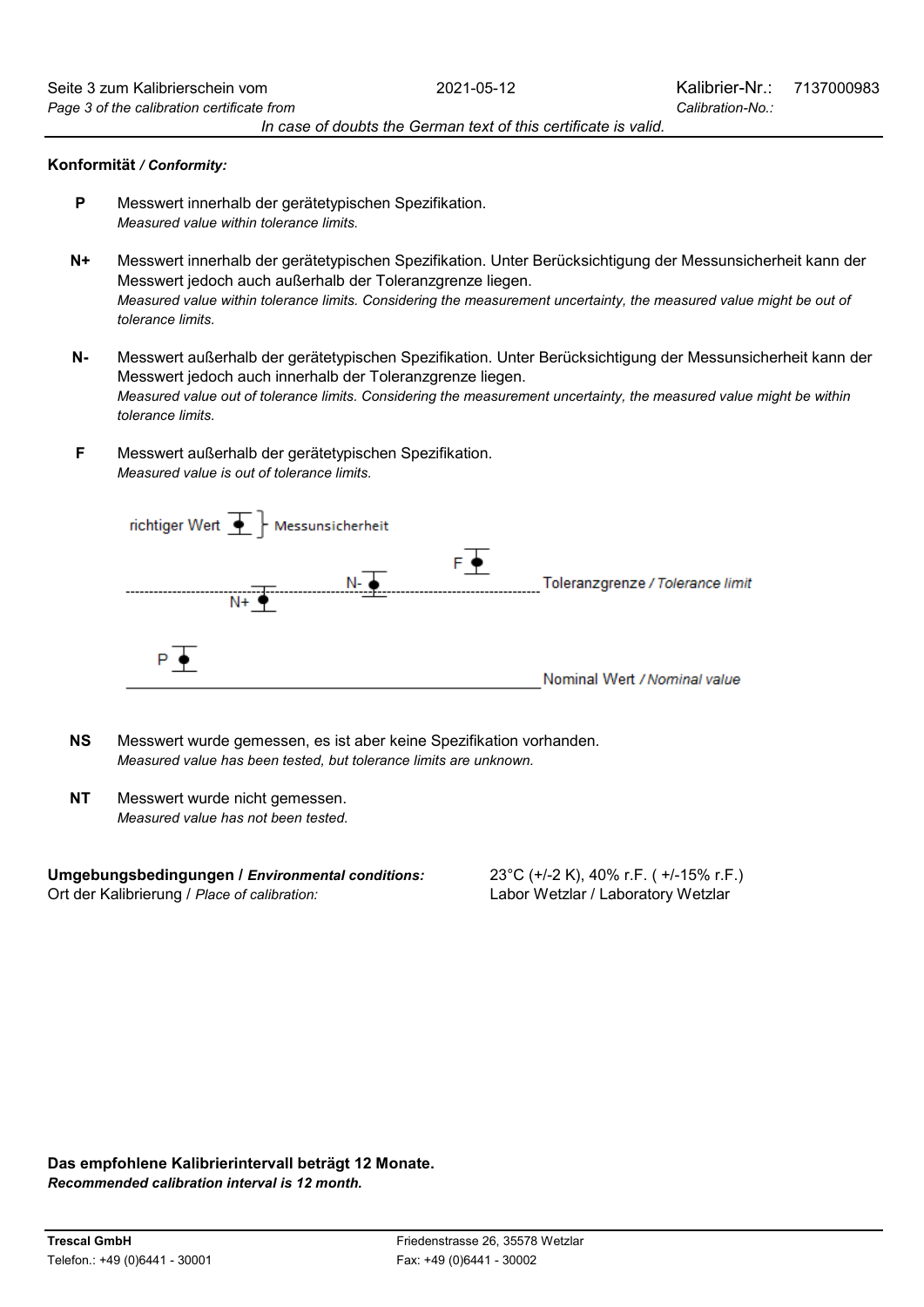**Konformität** ***/ Conformity:***

- **P** Messwert innerhalb der gerätetypischen Spezifikation.
  *Measured value within tolerance limits.*

- **N+** Messwert innerhalb der gerätetypischen Spezifikation. Unter Berücksichtigung der Messunsicherheit kann der Messwert jedoch auch außerhalb der Toleranzgrenze liegen.
  *Measured value within tolerance limits. Considering the measurement uncertainty, the measured value might be out of tolerance limits.*

- **N-** Messwert außerhalb der gerätetypischen Spezifikation. Unter Berücksichtigung der Messunsicherheit kann der Messwert jedoch auch innerhalb der Toleranzgrenze liegen.
  *Measured value out of tolerance limits. Considering the measurement uncertainty, the measured value might be within tolerance limits.*

- **F** Messwert außerhalb der gerätetypischen Spezifikation.
  *Measured value is out of tolerance limits.*

richtiger Wert — Messunsicherheit

F, N-, N+, P — Toleranzgrenze */ Tolerance limit* — Nominal Wert */ Nominal value*

- **NS** Messwert wurde gemessen, es ist aber keine Spezifikation vorhanden.
  *Measured value has been tested, but tolerance limits are unknown.*

- **NT** Messwert wurde nicht gemessen.
  *Measured value has not been tested.*

**Umgebungsbedingungen /** ***Environmental conditions:*** 23°C (+/-2 K), 40% r.F. ( +/-15% r.F.)
Ort der Kalibrierung / *Place of calibration:* Labor Wetzlar / Laboratory Wetzlar

**Das empfohlene Kalibrierintervall beträgt 12 Monate.**
***Recommended calibration interval is 12 month.***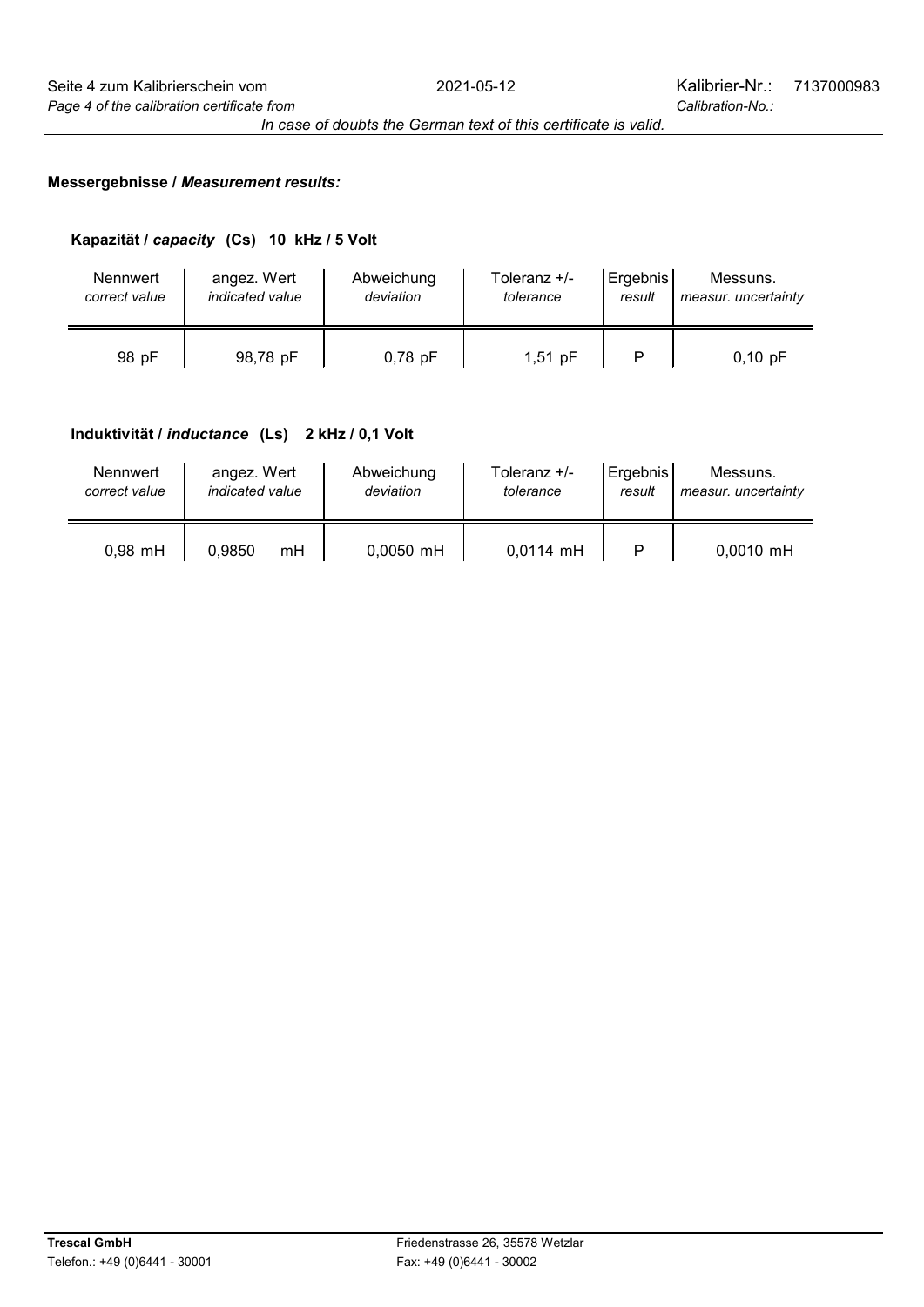**Messergebnisse /** ***Measurement results:***

**Kapazität /** ***capacity*** **(Cs) 10 kHz / 5 Volt**

| Nennwert *correct value* | angez. Wert *indicated value* | Abweichung *deviation* | Toleranz +/- *tolerance* | Ergebnis *result* | Messuns. *measur. uncertainty* |
|---|---|---|---|---|---|
| 98 pF | 98,78 pF | 0,78 pF | 1,51 pF | P | 0,10 pF |

**Induktivität /** ***inductance*** **(Ls) 2 kHz / 0,1 Volt**

| Nennwert *correct value* | angez. Wert *indicated value* | Abweichung *deviation* | Toleranz +/- *tolerance* | Ergebnis *result* | Messuns. *measur. uncertainty* |
|---|---|---|---|---|---|
| 0,98 mH | 0,9850 mH | 0,0050 mH | 0,0114 mH | P | 0,0010 mH |